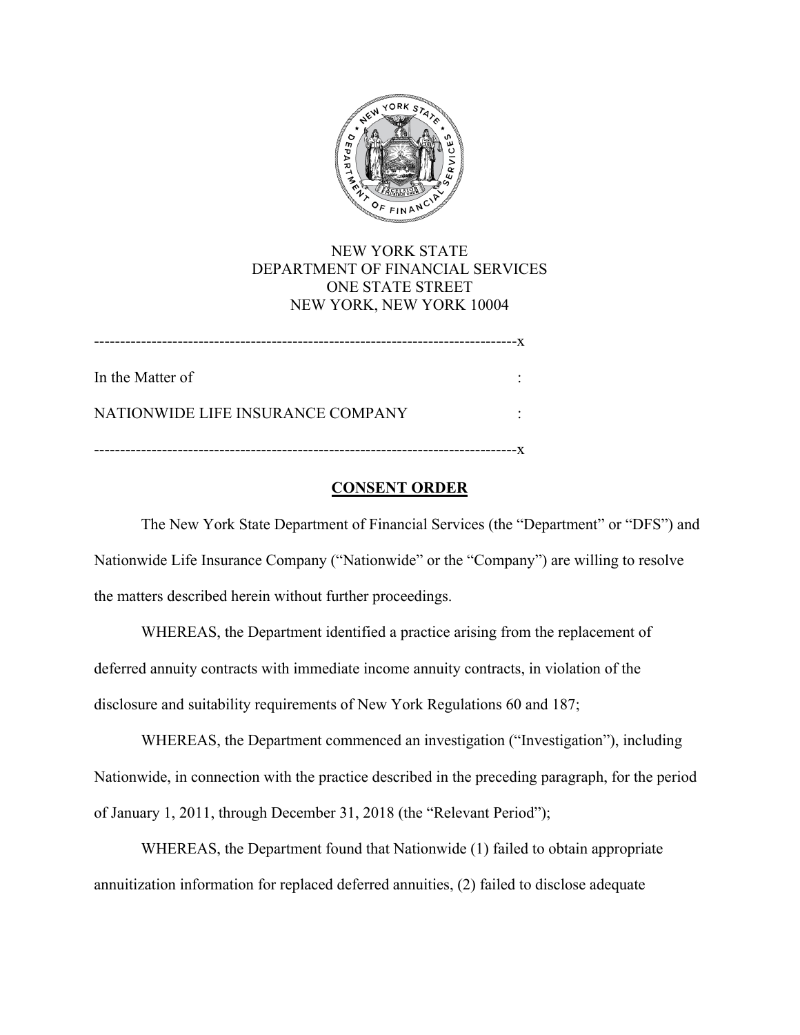NEW YORK STATE
DEPARTMENT OF FINANCIAL SERVICES
ONE STATE STREET
NEW YORK, NEW YORK 10004

---

In the Matter of :

NATIONWIDE LIFE INSURANCE COMPANY :

---

## CONSENT ORDER

The New York State Department of Financial Services (the "Department" or "DFS") and Nationwide Life Insurance Company ("Nationwide" or the "Company") are willing to resolve the matters described herein without further proceedings.

WHEREAS, the Department identified a practice arising from the replacement of deferred annuity contracts with immediate income annuity contracts, in violation of the disclosure and suitability requirements of New York Regulations 60 and 187;

WHEREAS, the Department commenced an investigation ("Investigation"), including Nationwide, in connection with the practice described in the preceding paragraph, for the period of January 1, 2011, through December 31, 2018 (the "Relevant Period");

WHEREAS, the Department found that Nationwide (1) failed to obtain appropriate annuitization information for replaced deferred annuities, (2) failed to disclose adequate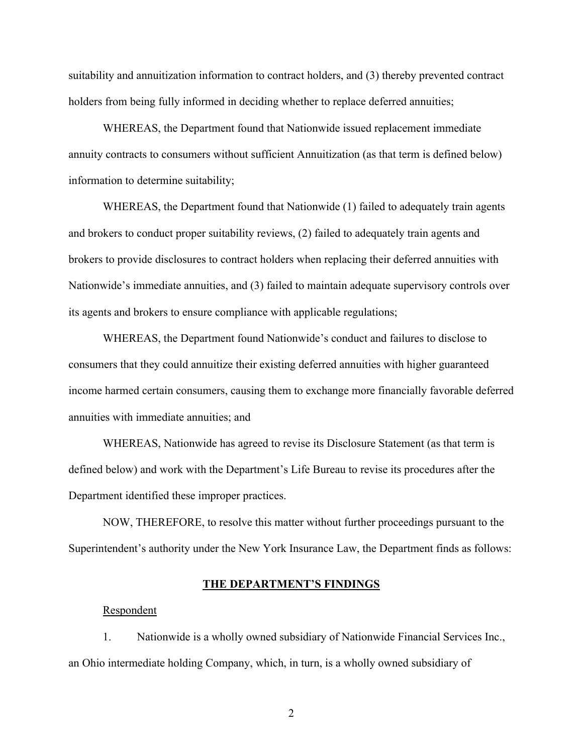suitability and annuitization information to contract holders, and (3) thereby prevented contract holders from being fully informed in deciding whether to replace deferred annuities;

WHEREAS, the Department found that Nationwide issued replacement immediate annuity contracts to consumers without sufficient Annuitization (as that term is defined below) information to determine suitability;

WHEREAS, the Department found that Nationwide (1) failed to adequately train agents and brokers to conduct proper suitability reviews, (2) failed to adequately train agents and brokers to provide disclosures to contract holders when replacing their deferred annuities with Nationwide's immediate annuities, and (3) failed to maintain adequate supervisory controls over its agents and brokers to ensure compliance with applicable regulations;

WHEREAS, the Department found Nationwide's conduct and failures to disclose to consumers that they could annuitize their existing deferred annuities with higher guaranteed income harmed certain consumers, causing them to exchange more financially favorable deferred annuities with immediate annuities; and

WHEREAS, Nationwide has agreed to revise its Disclosure Statement (as that term is defined below) and work with the Department's Life Bureau to revise its procedures after the Department identified these improper practices.

NOW, THEREFORE, to resolve this matter without further proceedings pursuant to the Superintendent's authority under the New York Insurance Law, the Department finds as follows:

## THE DEPARTMENT'S FINDINGS

Respondent

1. Nationwide is a wholly owned subsidiary of Nationwide Financial Services Inc., an Ohio intermediate holding Company, which, in turn, is a wholly owned subsidiary of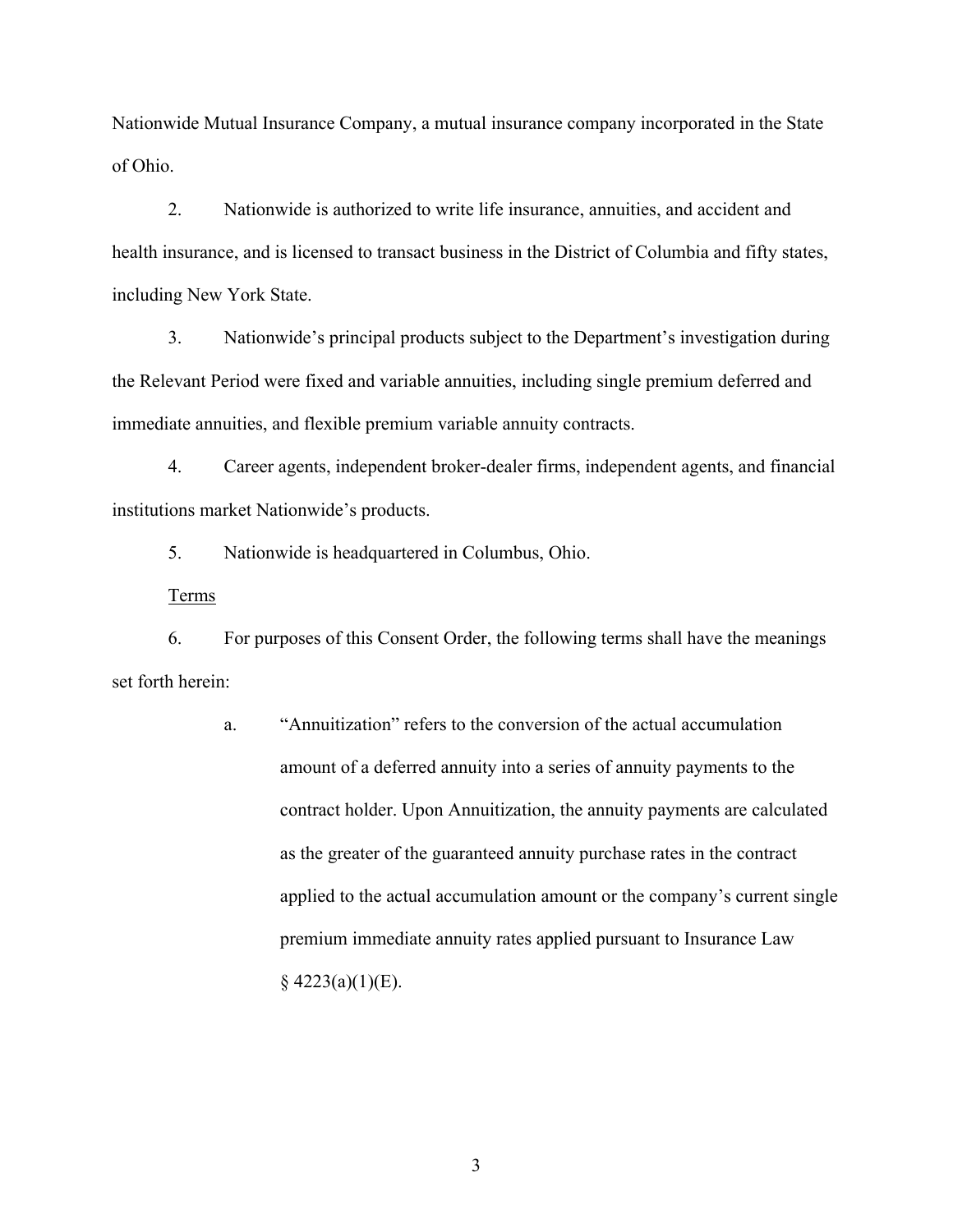Nationwide Mutual Insurance Company, a mutual insurance company incorporated in the State of Ohio.

2. Nationwide is authorized to write life insurance, annuities, and accident and health insurance, and is licensed to transact business in the District of Columbia and fifty states, including New York State.

3. Nationwide's principal products subject to the Department's investigation during the Relevant Period were fixed and variable annuities, including single premium deferred and immediate annuities, and flexible premium variable annuity contracts.

4. Career agents, independent broker-dealer firms, independent agents, and financial institutions market Nationwide's products.

5. Nationwide is headquartered in Columbus, Ohio.

<u>Terms</u>

6. For purposes of this Consent Order, the following terms shall have the meanings set forth herein:

   a. "Annuitization" refers to the conversion of the actual accumulation amount of a deferred annuity into a series of annuity payments to the contract holder. Upon Annuitization, the annuity payments are calculated as the greater of the guaranteed annuity purchase rates in the contract applied to the actual accumulation amount or the company's current single premium immediate annuity rates applied pursuant to Insurance Law § 4223(a)(1)(E).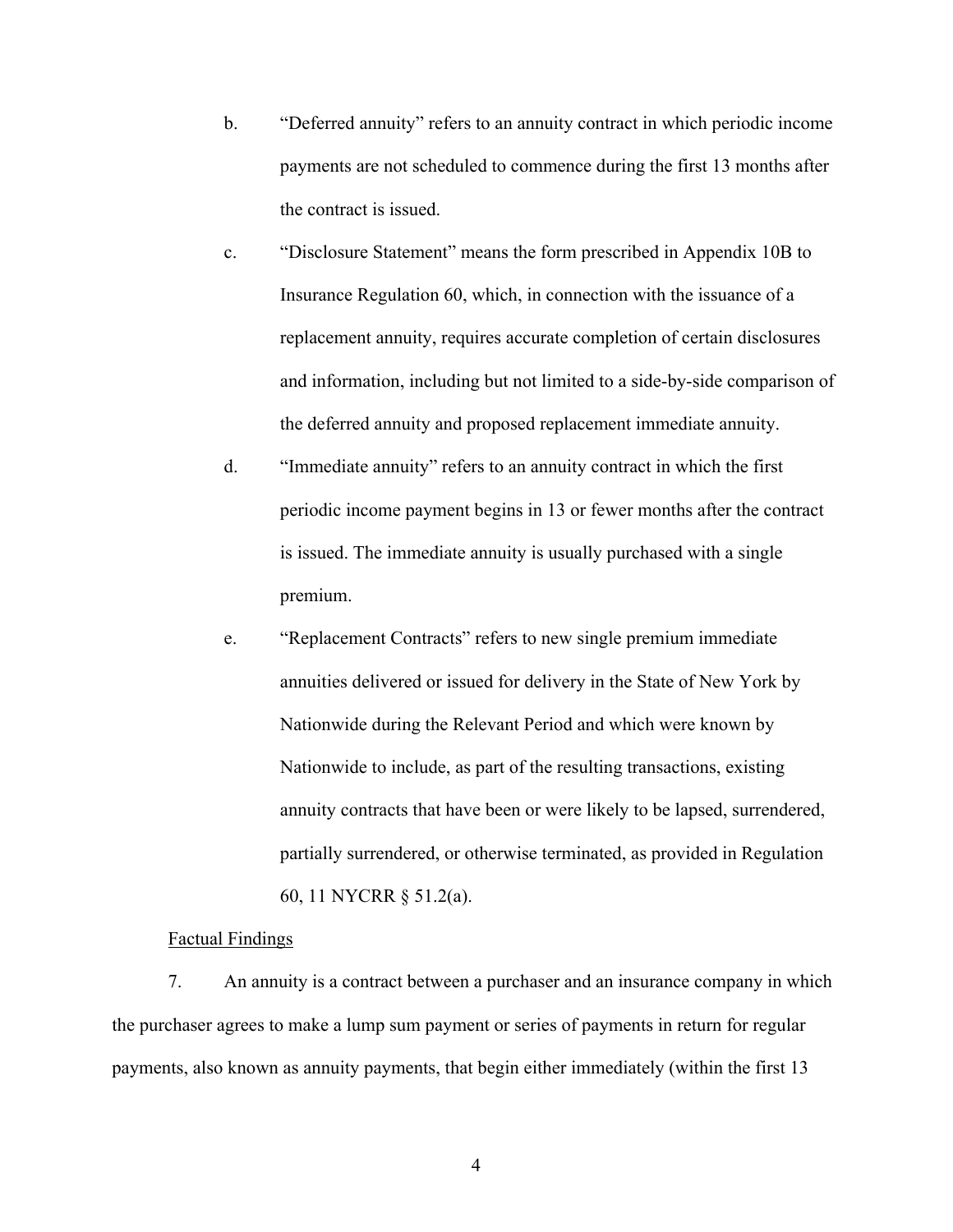b. “Deferred annuity” refers to an annuity contract in which periodic income payments are not scheduled to commence during the first 13 months after the contract is issued.

c. “Disclosure Statement” means the form prescribed in Appendix 10B to Insurance Regulation 60, which, in connection with the issuance of a replacement annuity, requires accurate completion of certain disclosures and information, including but not limited to a side-by-side comparison of the deferred annuity and proposed replacement immediate annuity.

d. “Immediate annuity” refers to an annuity contract in which the first periodic income payment begins in 13 or fewer months after the contract is issued. The immediate annuity is usually purchased with a single premium.

e. “Replacement Contracts” refers to new single premium immediate annuities delivered or issued for delivery in the State of New York by Nationwide during the Relevant Period and which were known by Nationwide to include, as part of the resulting transactions, existing annuity contracts that have been or were likely to be lapsed, surrendered, partially surrendered, or otherwise terminated, as provided in Regulation 60, 11 NYCRR § 51.2(a).

<u>Factual Findings</u>

7. An annuity is a contract between a purchaser and an insurance company in which the purchaser agrees to make a lump sum payment or series of payments in return for regular payments, also known as annuity payments, that begin either immediately (within the first 13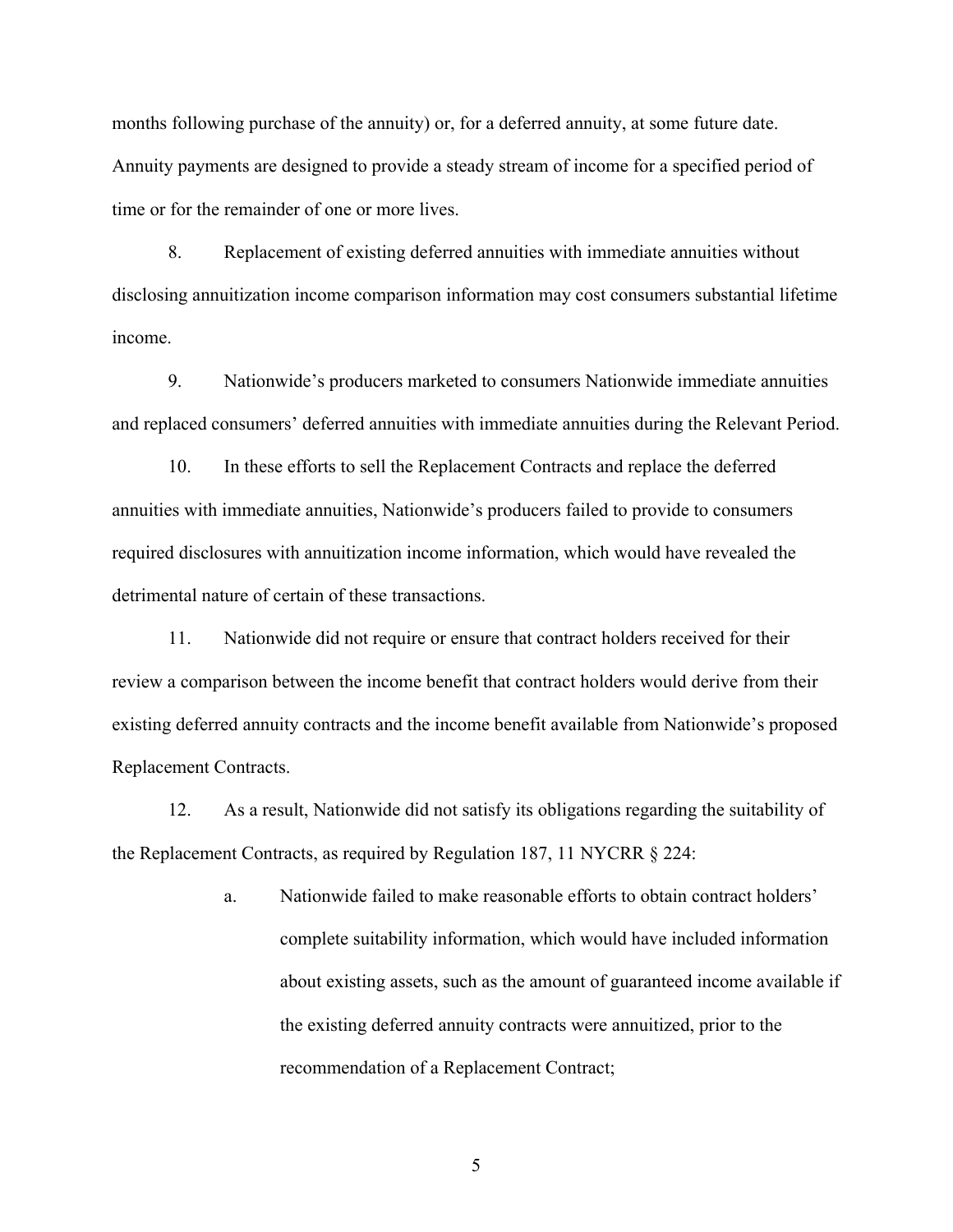months following purchase of the annuity) or, for a deferred annuity, at some future date. Annuity payments are designed to provide a steady stream of income for a specified period of time or for the remainder of one or more lives.

8. Replacement of existing deferred annuities with immediate annuities without disclosing annuitization income comparison information may cost consumers substantial lifetime income.

9. Nationwide's producers marketed to consumers Nationwide immediate annuities and replaced consumers' deferred annuities with immediate annuities during the Relevant Period.

10. In these efforts to sell the Replacement Contracts and replace the deferred annuities with immediate annuities, Nationwide's producers failed to provide to consumers required disclosures with annuitization income information, which would have revealed the detrimental nature of certain of these transactions.

11. Nationwide did not require or ensure that contract holders received for their review a comparison between the income benefit that contract holders would derive from their existing deferred annuity contracts and the income benefit available from Nationwide's proposed Replacement Contracts.

12. As a result, Nationwide did not satisfy its obligations regarding the suitability of the Replacement Contracts, as required by Regulation 187, 11 NYCRR § 224:

a. Nationwide failed to make reasonable efforts to obtain contract holders' complete suitability information, which would have included information about existing assets, such as the amount of guaranteed income available if the existing deferred annuity contracts were annuitized, prior to the recommendation of a Replacement Contract;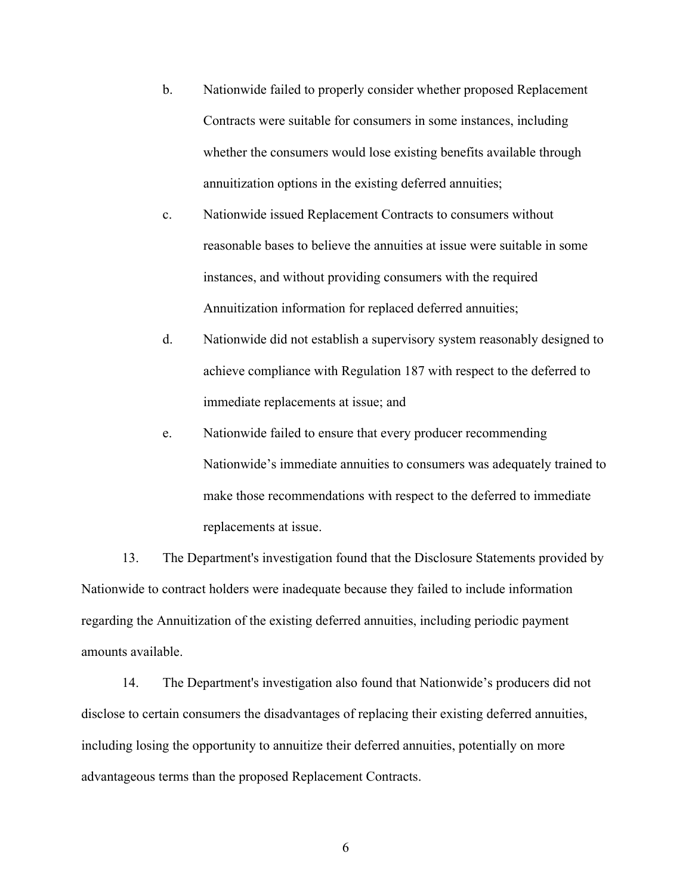b. Nationwide failed to properly consider whether proposed Replacement Contracts were suitable for consumers in some instances, including whether the consumers would lose existing benefits available through annuitization options in the existing deferred annuities;

c. Nationwide issued Replacement Contracts to consumers without reasonable bases to believe the annuities at issue were suitable in some instances, and without providing consumers with the required Annuitization information for replaced deferred annuities;

d. Nationwide did not establish a supervisory system reasonably designed to achieve compliance with Regulation 187 with respect to the deferred to immediate replacements at issue; and

e. Nationwide failed to ensure that every producer recommending Nationwide's immediate annuities to consumers was adequately trained to make those recommendations with respect to the deferred to immediate replacements at issue.

13. The Department's investigation found that the Disclosure Statements provided by Nationwide to contract holders were inadequate because they failed to include information regarding the Annuitization of the existing deferred annuities, including periodic payment amounts available.

14. The Department's investigation also found that Nationwide's producers did not disclose to certain consumers the disadvantages of replacing their existing deferred annuities, including losing the opportunity to annuitize their deferred annuities, potentially on more advantageous terms than the proposed Replacement Contracts.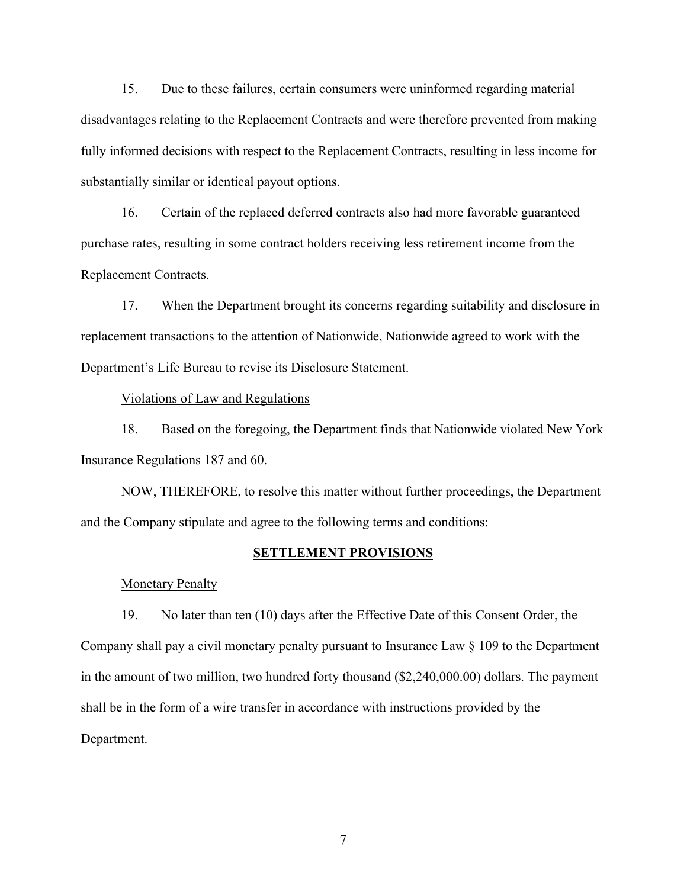15. Due to these failures, certain consumers were uninformed regarding material disadvantages relating to the Replacement Contracts and were therefore prevented from making fully informed decisions with respect to the Replacement Contracts, resulting in less income for substantially similar or identical payout options.

16. Certain of the replaced deferred contracts also had more favorable guaranteed purchase rates, resulting in some contract holders receiving less retirement income from the Replacement Contracts.

17. When the Department brought its concerns regarding suitability and disclosure in replacement transactions to the attention of Nationwide, Nationwide agreed to work with the Department's Life Bureau to revise its Disclosure Statement.

<u>Violations of Law and Regulations</u>

18. Based on the foregoing, the Department finds that Nationwide violated New York Insurance Regulations 187 and 60.

NOW, THEREFORE, to resolve this matter without further proceedings, the Department and the Company stipulate and agree to the following terms and conditions:

## SETTLEMENT PROVISIONS

<u>Monetary Penalty</u>

19. No later than ten (10) days after the Effective Date of this Consent Order, the Company shall pay a civil monetary penalty pursuant to Insurance Law § 109 to the Department in the amount of two million, two hundred forty thousand ($2,240,000.00) dollars. The payment shall be in the form of a wire transfer in accordance with instructions provided by the Department.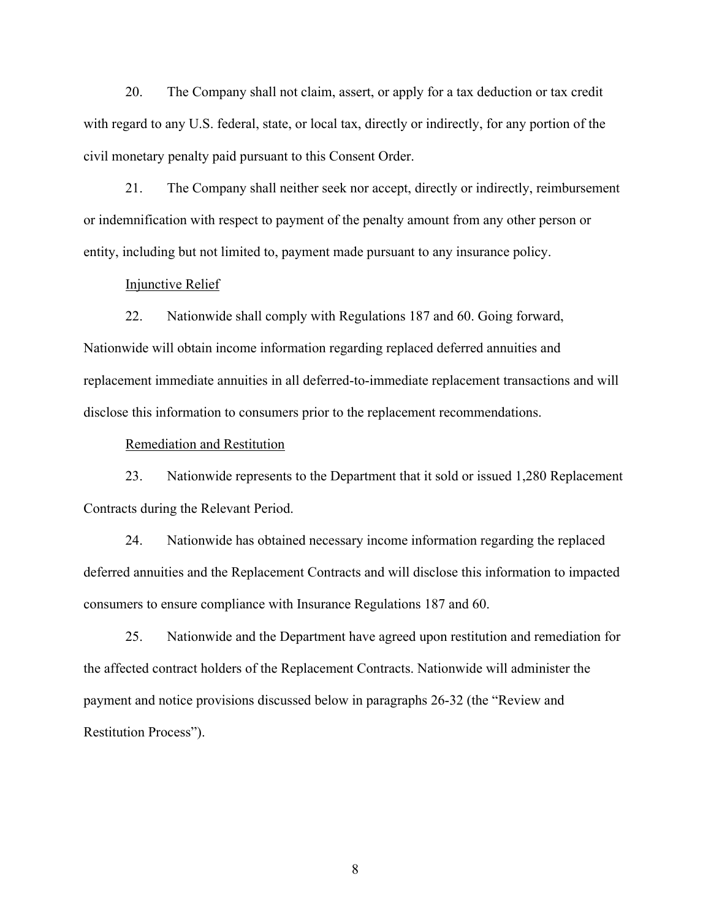20. The Company shall not claim, assert, or apply for a tax deduction or tax credit with regard to any U.S. federal, state, or local tax, directly or indirectly, for any portion of the civil monetary penalty paid pursuant to this Consent Order.

21. The Company shall neither seek nor accept, directly or indirectly, reimbursement or indemnification with respect to payment of the penalty amount from any other person or entity, including but not limited to, payment made pursuant to any insurance policy.

<u>Injunctive Relief</u>

22. Nationwide shall comply with Regulations 187 and 60. Going forward, Nationwide will obtain income information regarding replaced deferred annuities and replacement immediate annuities in all deferred-to-immediate replacement transactions and will disclose this information to consumers prior to the replacement recommendations.

<u>Remediation and Restitution</u>

23. Nationwide represents to the Department that it sold or issued 1,280 Replacement Contracts during the Relevant Period.

24. Nationwide has obtained necessary income information regarding the replaced deferred annuities and the Replacement Contracts and will disclose this information to impacted consumers to ensure compliance with Insurance Regulations 187 and 60.

25. Nationwide and the Department have agreed upon restitution and remediation for the affected contract holders of the Replacement Contracts. Nationwide will administer the payment and notice provisions discussed below in paragraphs 26-32 (the "Review and Restitution Process").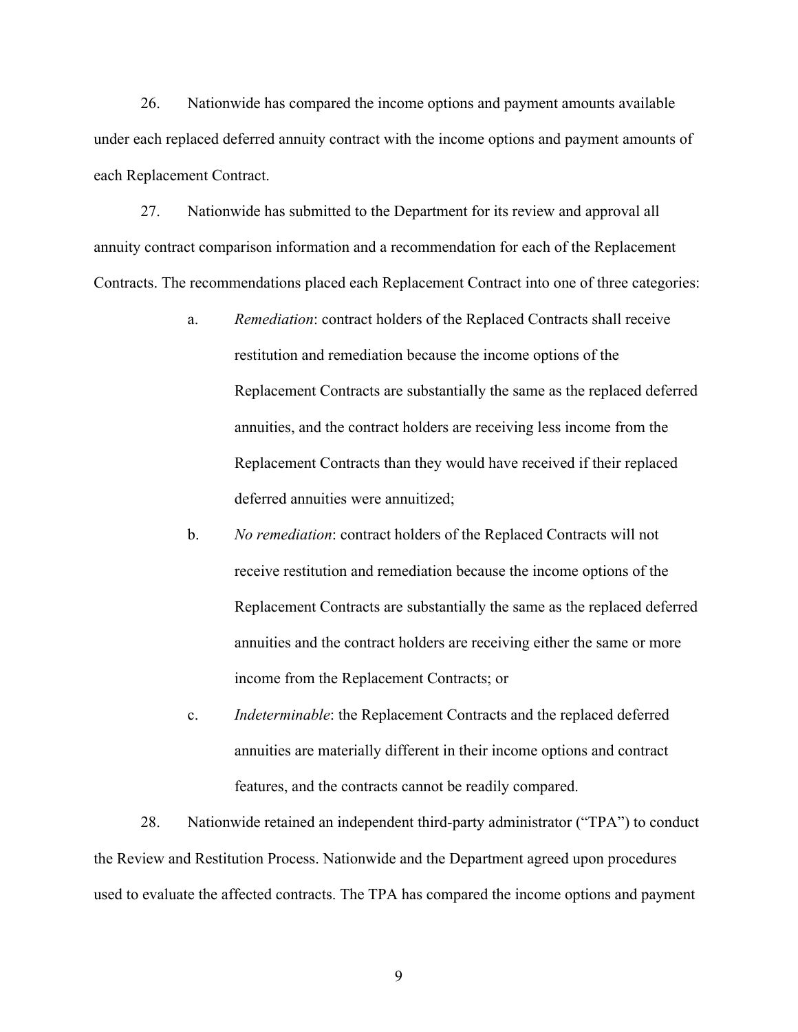26. Nationwide has compared the income options and payment amounts available under each replaced deferred annuity contract with the income options and payment amounts of each Replacement Contract.

27. Nationwide has submitted to the Department for its review and approval all annuity contract comparison information and a recommendation for each of the Replacement Contracts. The recommendations placed each Replacement Contract into one of three categories:

> a. *Remediation*: contract holders of the Replaced Contracts shall receive restitution and remediation because the income options of the Replacement Contracts are substantially the same as the replaced deferred annuities, and the contract holders are receiving less income from the Replacement Contracts than they would have received if their replaced deferred annuities were annuitized;
>
> b. *No remediation*: contract holders of the Replaced Contracts will not receive restitution and remediation because the income options of the Replacement Contracts are substantially the same as the replaced deferred annuities and the contract holders are receiving either the same or more income from the Replacement Contracts; or
>
> c. *Indeterminable*: the Replacement Contracts and the replaced deferred annuities are materially different in their income options and contract features, and the contracts cannot be readily compared.

28. Nationwide retained an independent third-party administrator ("TPA") to conduct the Review and Restitution Process. Nationwide and the Department agreed upon procedures used to evaluate the affected contracts. The TPA has compared the income options and payment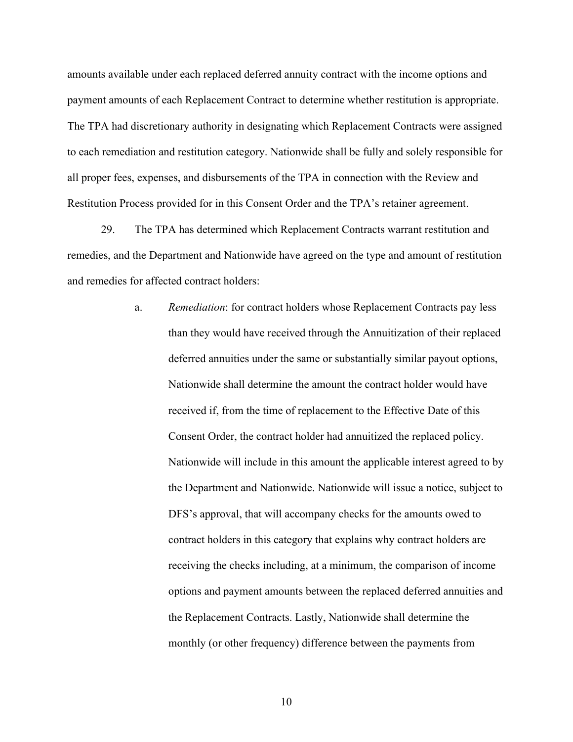amounts available under each replaced deferred annuity contract with the income options and payment amounts of each Replacement Contract to determine whether restitution is appropriate. The TPA had discretionary authority in designating which Replacement Contracts were assigned to each remediation and restitution category. Nationwide shall be fully and solely responsible for all proper fees, expenses, and disbursements of the TPA in connection with the Review and Restitution Process provided for in this Consent Order and the TPA's retainer agreement.

29. The TPA has determined which Replacement Contracts warrant restitution and remedies, and the Department and Nationwide have agreed on the type and amount of restitution and remedies for affected contract holders:

a. *Remediation*: for contract holders whose Replacement Contracts pay less than they would have received through the Annuitization of their replaced deferred annuities under the same or substantially similar payout options, Nationwide shall determine the amount the contract holder would have received if, from the time of replacement to the Effective Date of this Consent Order, the contract holder had annuitized the replaced policy. Nationwide will include in this amount the applicable interest agreed to by the Department and Nationwide. Nationwide will issue a notice, subject to DFS's approval, that will accompany checks for the amounts owed to contract holders in this category that explains why contract holders are receiving the checks including, at a minimum, the comparison of income options and payment amounts between the replaced deferred annuities and the Replacement Contracts. Lastly, Nationwide shall determine the monthly (or other frequency) difference between the payments from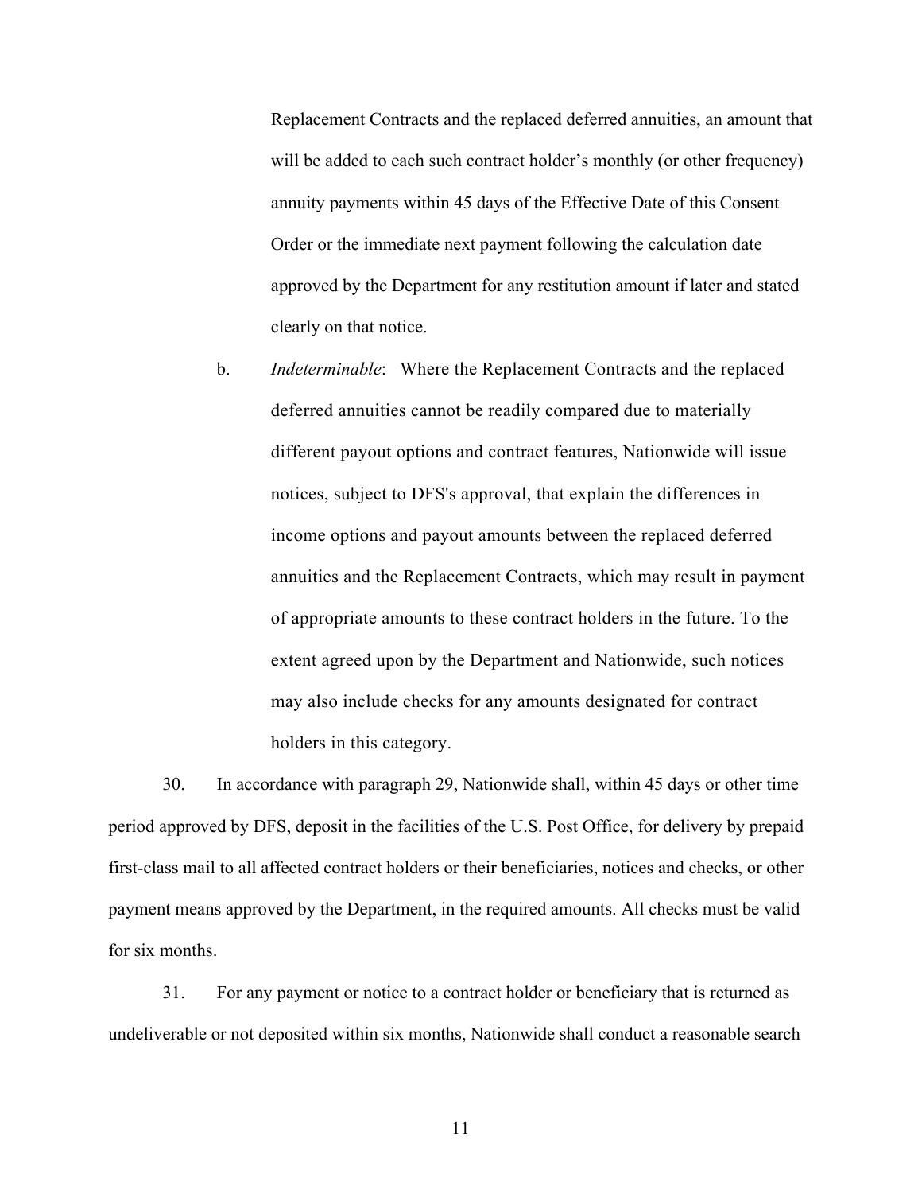Replacement Contracts and the replaced deferred annuities, an amount that will be added to each such contract holder's monthly (or other frequency) annuity payments within 45 days of the Effective Date of this Consent Order or the immediate next payment following the calculation date approved by the Department for any restitution amount if later and stated clearly on that notice.

b. *Indeterminable*: Where the Replacement Contracts and the replaced deferred annuities cannot be readily compared due to materially different payout options and contract features, Nationwide will issue notices, subject to DFS's approval, that explain the differences in income options and payout amounts between the replaced deferred annuities and the Replacement Contracts, which may result in payment of appropriate amounts to these contract holders in the future. To the extent agreed upon by the Department and Nationwide, such notices may also include checks for any amounts designated for contract holders in this category.

30. In accordance with paragraph 29, Nationwide shall, within 45 days or other time period approved by DFS, deposit in the facilities of the U.S. Post Office, for delivery by prepaid first-class mail to all affected contract holders or their beneficiaries, notices and checks, or other payment means approved by the Department, in the required amounts. All checks must be valid for six months.

31. For any payment or notice to a contract holder or beneficiary that is returned as undeliverable or not deposited within six months, Nationwide shall conduct a reasonable search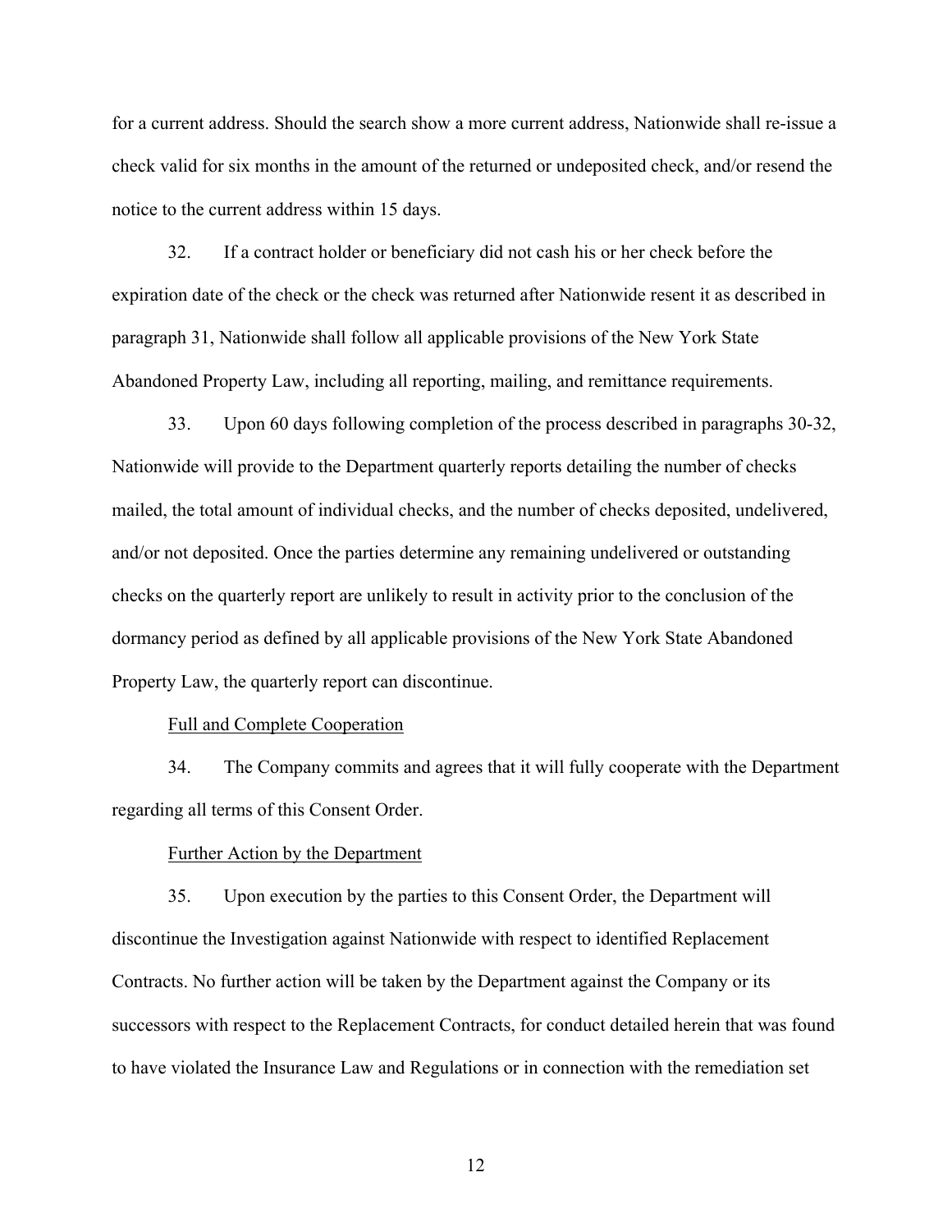for a current address. Should the search show a more current address, Nationwide shall re-issue a check valid for six months in the amount of the returned or undeposited check, and/or resend the notice to the current address within 15 days.

32. If a contract holder or beneficiary did not cash his or her check before the expiration date of the check or the check was returned after Nationwide resent it as described in paragraph 31, Nationwide shall follow all applicable provisions of the New York State Abandoned Property Law, including all reporting, mailing, and remittance requirements.

33. Upon 60 days following completion of the process described in paragraphs 30-32, Nationwide will provide to the Department quarterly reports detailing the number of checks mailed, the total amount of individual checks, and the number of checks deposited, undelivered, and/or not deposited. Once the parties determine any remaining undelivered or outstanding checks on the quarterly report are unlikely to result in activity prior to the conclusion of the dormancy period as defined by all applicable provisions of the New York State Abandoned Property Law, the quarterly report can discontinue.

Full and Complete Cooperation

34. The Company commits and agrees that it will fully cooperate with the Department regarding all terms of this Consent Order.

Further Action by the Department

35. Upon execution by the parties to this Consent Order, the Department will discontinue the Investigation against Nationwide with respect to identified Replacement Contracts. No further action will be taken by the Department against the Company or its successors with respect to the Replacement Contracts, for conduct detailed herein that was found to have violated the Insurance Law and Regulations or in connection with the remediation set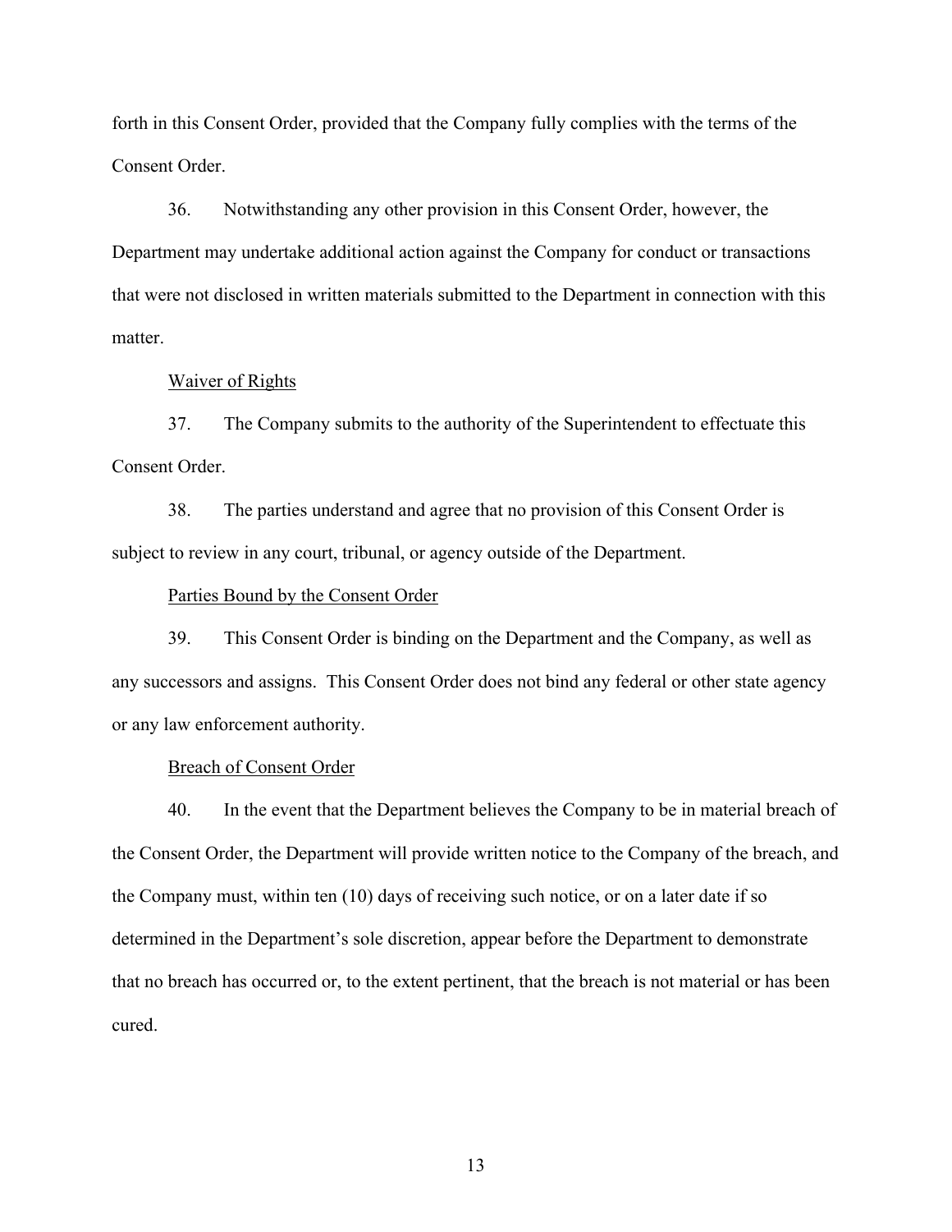forth in this Consent Order, provided that the Company fully complies with the terms of the Consent Order.

36. Notwithstanding any other provision in this Consent Order, however, the Department may undertake additional action against the Company for conduct or transactions that were not disclosed in written materials submitted to the Department in connection with this matter.

Waiver of Rights

37. The Company submits to the authority of the Superintendent to effectuate this Consent Order.

38. The parties understand and agree that no provision of this Consent Order is subject to review in any court, tribunal, or agency outside of the Department.

Parties Bound by the Consent Order

39. This Consent Order is binding on the Department and the Company, as well as any successors and assigns. This Consent Order does not bind any federal or other state agency or any law enforcement authority.

Breach of Consent Order

40. In the event that the Department believes the Company to be in material breach of the Consent Order, the Department will provide written notice to the Company of the breach, and the Company must, within ten (10) days of receiving such notice, or on a later date if so determined in the Department's sole discretion, appear before the Department to demonstrate that no breach has occurred or, to the extent pertinent, that the breach is not material or has been cured.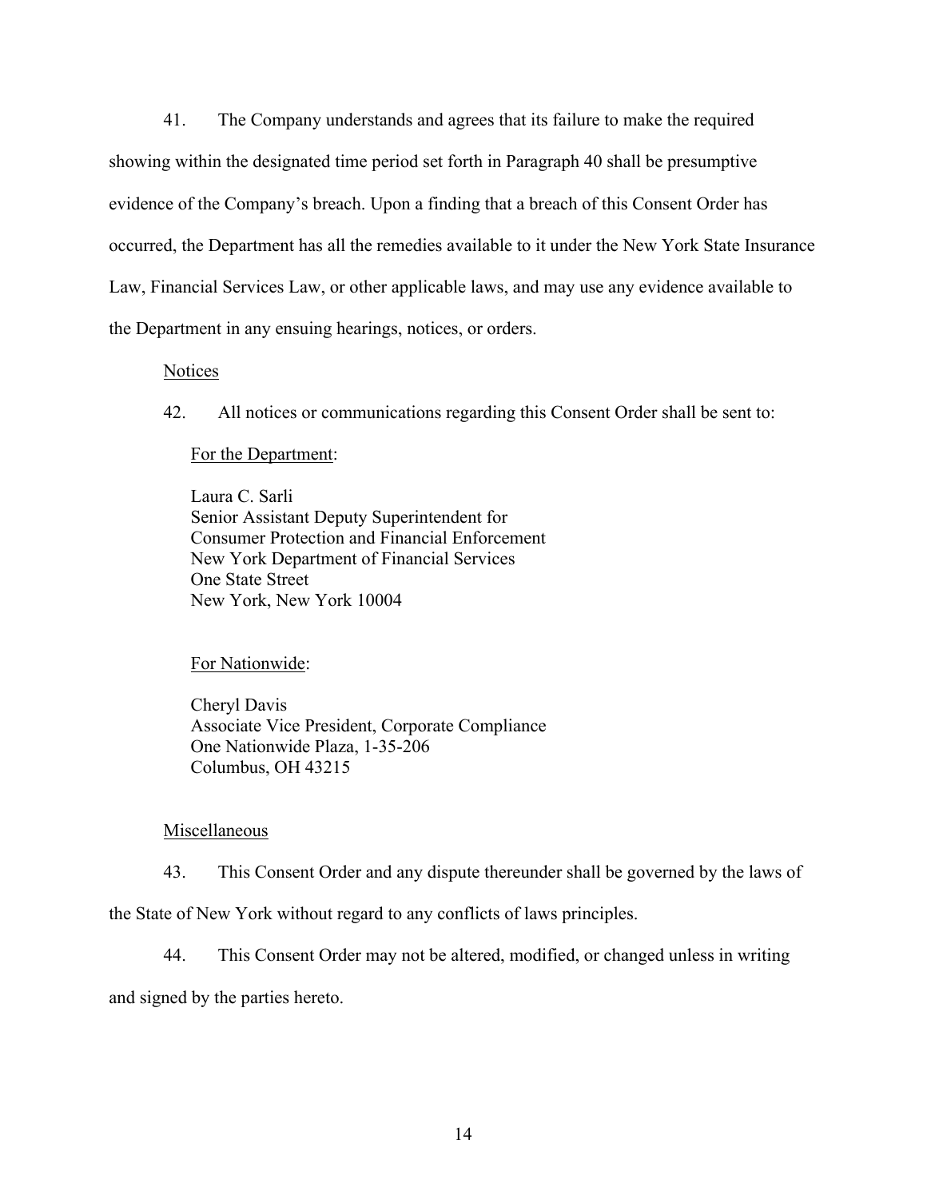41. The Company understands and agrees that its failure to make the required showing within the designated time period set forth in Paragraph 40 shall be presumptive evidence of the Company's breach. Upon a finding that a breach of this Consent Order has occurred, the Department has all the remedies available to it under the New York State Insurance Law, Financial Services Law, or other applicable laws, and may use any evidence available to the Department in any ensuing hearings, notices, or orders.

<u>Notices</u>

42. All notices or communications regarding this Consent Order shall be sent to:

<u>For the Department</u>:

Laura C. Sarli
Senior Assistant Deputy Superintendent for
Consumer Protection and Financial Enforcement
New York Department of Financial Services
One State Street
New York, New York 10004

<u>For Nationwide</u>:

Cheryl Davis
Associate Vice President, Corporate Compliance
One Nationwide Plaza, 1-35-206
Columbus, OH 43215

<u>Miscellaneous</u>

43. This Consent Order and any dispute thereunder shall be governed by the laws of the State of New York without regard to any conflicts of laws principles.

44. This Consent Order may not be altered, modified, or changed unless in writing and signed by the parties hereto.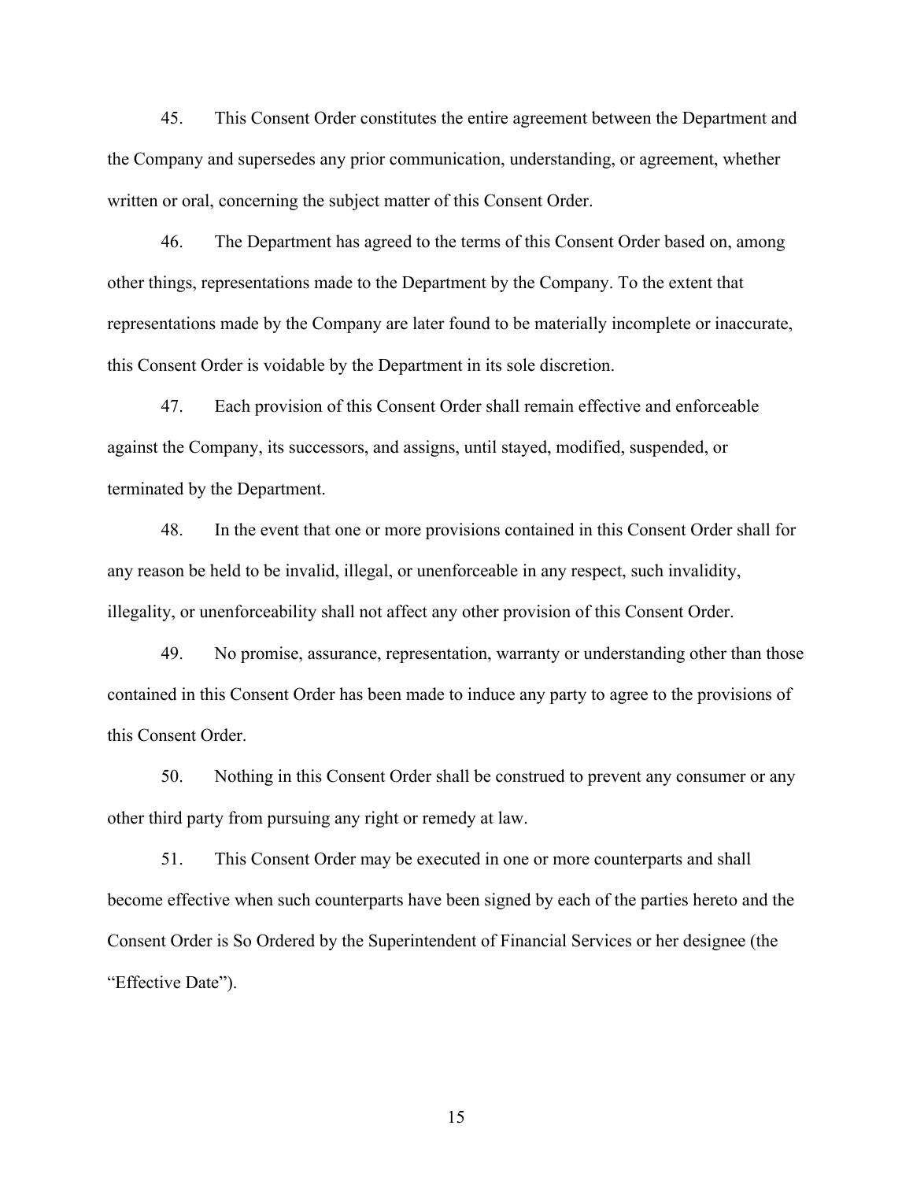45. This Consent Order constitutes the entire agreement between the Department and the Company and supersedes any prior communication, understanding, or agreement, whether written or oral, concerning the subject matter of this Consent Order.

46. The Department has agreed to the terms of this Consent Order based on, among other things, representations made to the Department by the Company. To the extent that representations made by the Company are later found to be materially incomplete or inaccurate, this Consent Order is voidable by the Department in its sole discretion.

47. Each provision of this Consent Order shall remain effective and enforceable against the Company, its successors, and assigns, until stayed, modified, suspended, or terminated by the Department.

48. In the event that one or more provisions contained in this Consent Order shall for any reason be held to be invalid, illegal, or unenforceable in any respect, such invalidity, illegality, or unenforceability shall not affect any other provision of this Consent Order.

49. No promise, assurance, representation, warranty or understanding other than those contained in this Consent Order has been made to induce any party to agree to the provisions of this Consent Order.

50. Nothing in this Consent Order shall be construed to prevent any consumer or any other third party from pursuing any right or remedy at law.

51. This Consent Order may be executed in one or more counterparts and shall become effective when such counterparts have been signed by each of the parties hereto and the Consent Order is So Ordered by the Superintendent of Financial Services or her designee (the "Effective Date").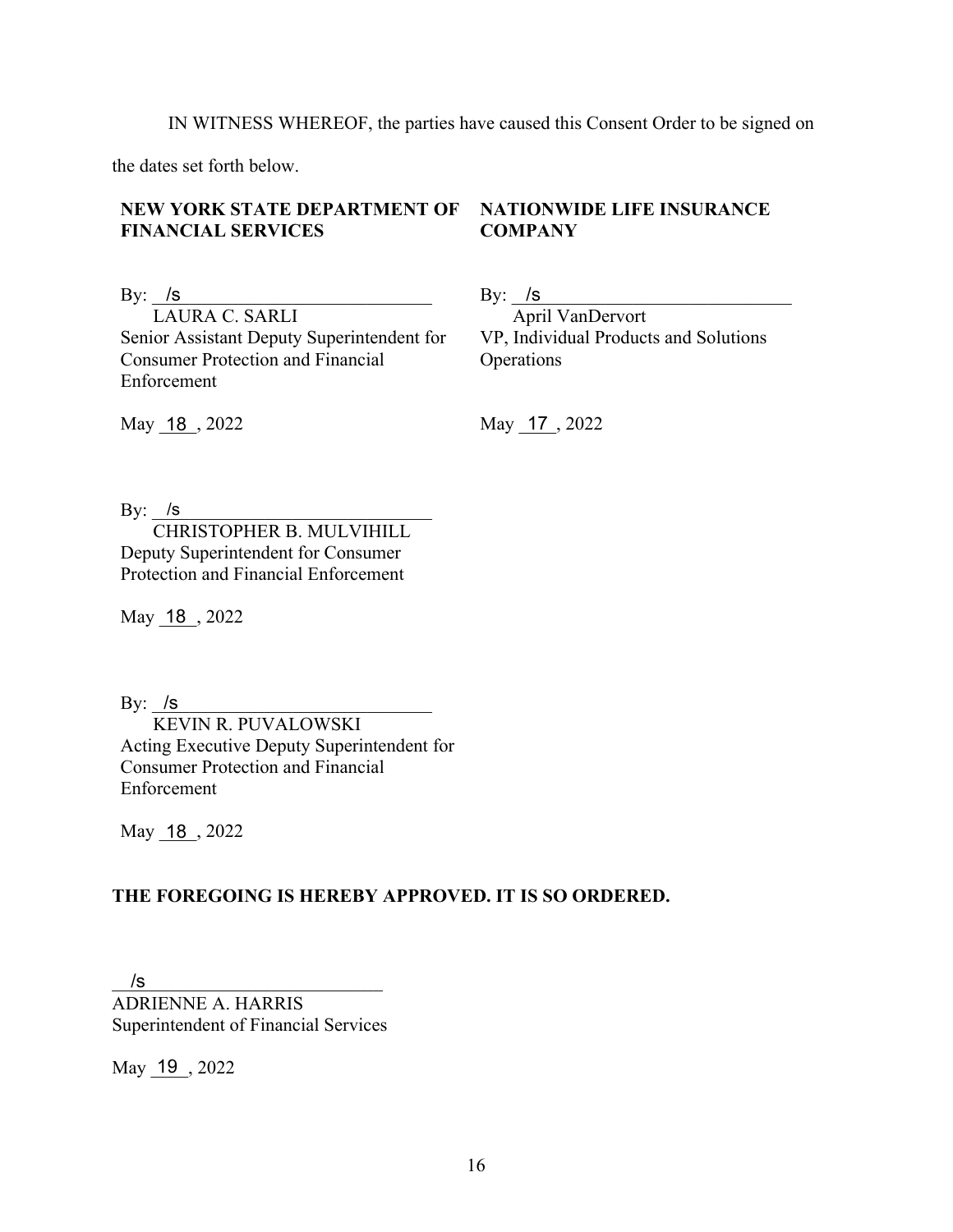IN WITNESS WHEREOF, the parties have caused this Consent Order to be signed on the dates set forth below.

**NEW YORK STATE DEPARTMENT OF FINANCIAL SERVICES**

By: /s
LAURA C. SARLI
Senior Assistant Deputy Superintendent for Consumer Protection and Financial Enforcement

May 18, 2022

By: /s
CHRISTOPHER B. MULVIHILL
Deputy Superintendent for Consumer Protection and Financial Enforcement

May 18, 2022

By: /s
KEVIN R. PUVALOWSKI
Acting Executive Deputy Superintendent for Consumer Protection and Financial Enforcement

May 18, 2022

**NATIONWIDE LIFE INSURANCE COMPANY**

By: /s
April VanDervort
VP, Individual Products and Solutions Operations

May 17, 2022

**THE FOREGOING IS HEREBY APPROVED. IT IS SO ORDERED.**

/s
ADRIENNE A. HARRIS
Superintendent of Financial Services

May 19, 2022